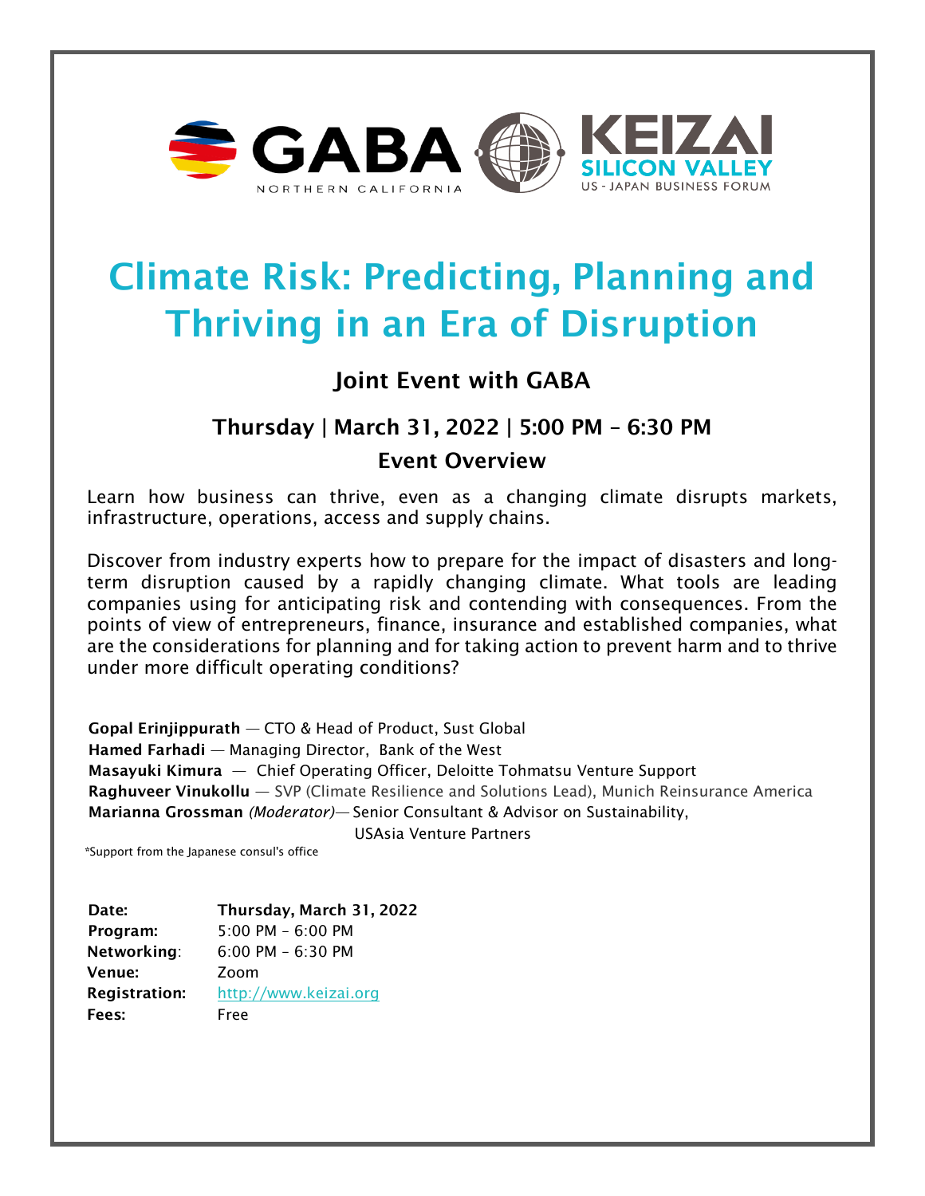GABA NORTHERN CALIFORNIA | KEIZAI SILICON VALLEY US - JAPAN BUSINESS FORUM

# Climate Risk: Predicting, Planning and Thriving in an Era of Disruption

### Joint Event with GABA

### Thursday | March 31, 2022 | 5:00 PM – 6:30 PM

### Event Overview

Learn how business can thrive, even as a changing climate disrupts markets, infrastructure, operations, access and supply chains.

Discover from industry experts how to prepare for the impact of disasters and long-term disruption caused by a rapidly changing climate. What tools are leading companies using for anticipating risk and contending with consequences. From the points of view of entrepreneurs, finance, insurance and established companies, what are the considerations for planning and for taking action to prevent harm and to thrive under more difficult operating conditions?

**Gopal Erinjippurath** — CTO & Head of Product, Sust Global
**Hamed Farhadi** — Managing Director, Bank of the West
**Masayuki Kimura** — Chief Operating Officer, Deloitte Tohmatsu Venture Support
**Raghuveer Vinukollu** — SVP (Climate Resilience and Solutions Lead), Munich Reinsurance America
**Marianna Grossman** *(Moderator)*— Senior Consultant & Advisor on Sustainability, USAsia Venture Partners

*Support from the Japanese consul's office

| | |
|---|---|
| **Date:** | **Thursday, March 31, 2022** |
| **Program:** | 5:00 PM – 6:00 PM |
| **Networking**: | 6:00 PM – 6:30 PM |
| **Venue:** | Zoom |
| **Registration:** | http://www.keizai.org |
| **Fees:** | Free |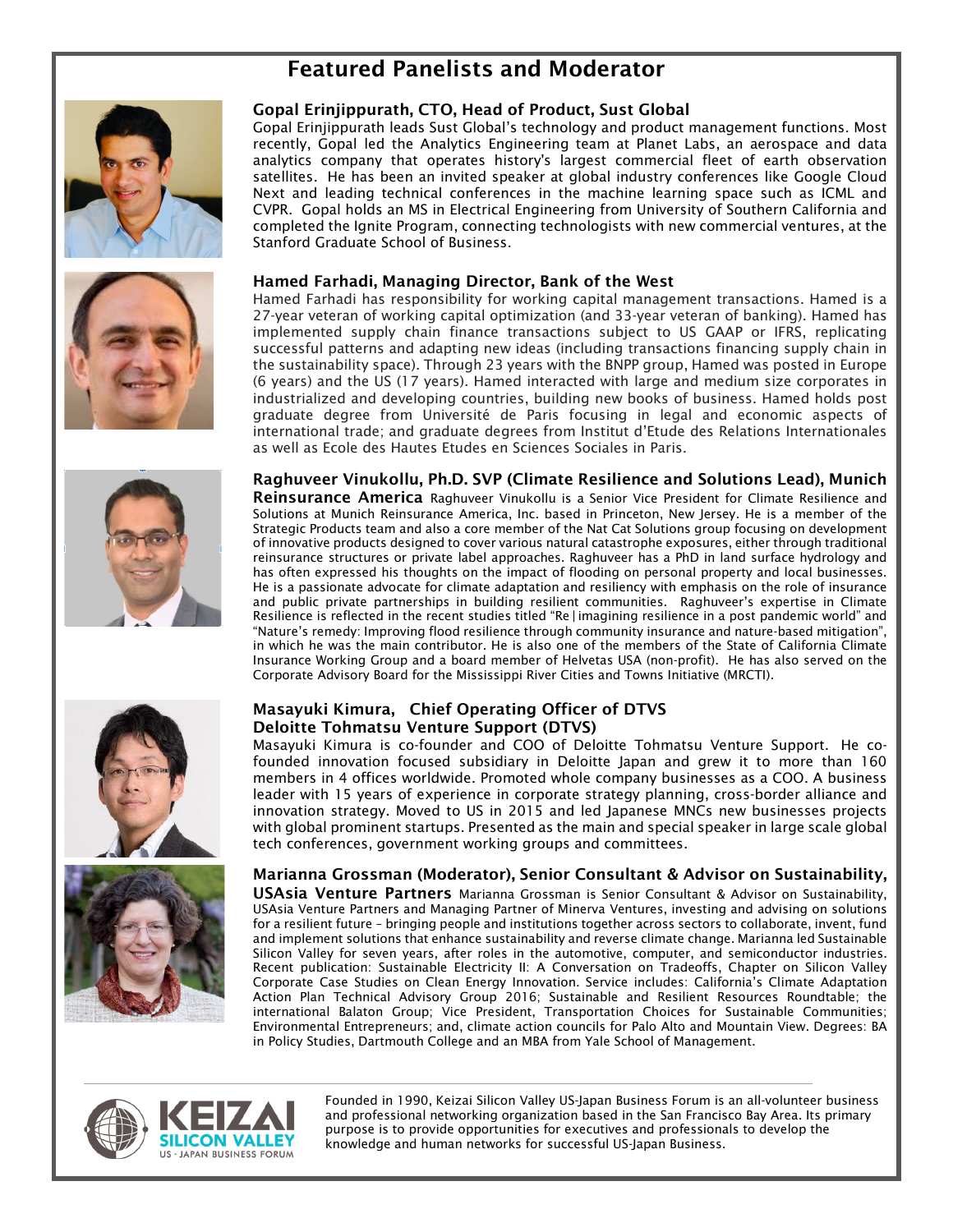# Featured Panelists and Moderator

### Gopal Erinjippurath, CTO, Head of Product, Sust Global

Gopal Erinjippurath leads Sust Global's technology and product management functions. Most recently, Gopal led the Analytics Engineering team at Planet Labs, an aerospace and data analytics company that operates history's largest commercial fleet of earth observation satellites. He has been an invited speaker at global industry conferences like Google Cloud Next and leading technical conferences in the machine learning space such as ICML and CVPR. Gopal holds an MS in Electrical Engineering from University of Southern California and completed the Ignite Program, connecting technologists with new commercial ventures, at the Stanford Graduate School of Business.

### Hamed Farhadi, Managing Director, Bank of the West

Hamed Farhadi has responsibility for working capital management transactions. Hamed is a 27-year veteran of working capital optimization (and 33-year veteran of banking). Hamed has implemented supply chain finance transactions subject to US GAAP or IFRS, replicating successful patterns and adapting new ideas (including transactions financing supply chain in the sustainability space). Through 23 years with the BNPP group, Hamed was posted in Europe (6 years) and the US (17 years). Hamed interacted with large and medium size corporates in industrialized and developing countries, building new books of business. Hamed holds post graduate degree from Université de Paris focusing in legal and economic aspects of international trade; and graduate degrees from Institut d'Etude des Relations Internationales as well as Ecole des Hautes Etudes en Sciences Sociales in Paris.

### Raghuveer Vinukollu, Ph.D. SVP (Climate Resilience and Solutions Lead), Munich Reinsurance America

Raghuveer Vinukollu is a Senior Vice President for Climate Resilience and Solutions at Munich Reinsurance America, Inc. based in Princeton, New Jersey. He is a member of the Strategic Products team and also a core member of the Nat Cat Solutions group focusing on development of innovative products designed to cover various natural catastrophe exposures, either through traditional reinsurance structures or private label approaches. Raghuveer has a PhD in land surface hydrology and has often expressed his thoughts on the impact of flooding on personal property and local businesses. He is a passionate advocate for climate adaptation and resiliency with emphasis on the role of insurance and public private partnerships in building resilient communities. Raghuveer's expertise in Climate Resilience is reflected in the recent studies titled "Re|imagining resilience in a post pandemic world" and "Nature's remedy: Improving flood resilience through community insurance and nature-based mitigation", in which he was the main contributor. He is also one of the members of the State of California Climate Insurance Working Group and a board member of Helvetas USA (non-profit). He has also served on the Corporate Advisory Board for the Mississippi River Cities and Towns Initiative (MRCTI).

### Masayuki Kimura, Chief Operating Officer of DTVS Deloitte Tohmatsu Venture Support (DTVS)

Masayuki Kimura is co-founder and COO of Deloitte Tohmatsu Venture Support. He co-founded innovation focused subsidiary in Deloitte Japan and grew it to more than 160 members in 4 offices worldwide. Promoted whole company businesses as a COO. A business leader with 15 years of experience in corporate strategy planning, cross-border alliance and innovation strategy. Moved to US in 2015 and led Japanese MNCs new businesses projects with global prominent startups. Presented as the main and special speaker in large scale global tech conferences, government working groups and committees.

### Marianna Grossman (Moderator), Senior Consultant & Advisor on Sustainability, USAsia Venture Partners

Marianna Grossman is Senior Consultant & Advisor on Sustainability, USAsia Venture Partners and Managing Partner of Minerva Ventures, investing and advising on solutions for a resilient future – bringing people and institutions together across sectors to collaborate, invent, fund and implement solutions that enhance sustainability and reverse climate change. Marianna led Sustainable Silicon Valley for seven years, after roles in the automotive, computer, and semiconductor industries. Recent publication: Sustainable Electricity II: A Conversation on Tradeoffs, Chapter on Silicon Valley Corporate Case Studies on Clean Energy Innovation. Service includes: California's Climate Adaptation Action Plan Technical Advisory Group 2016; Sustainable and Resilient Resources Roundtable; the international Balaton Group; Vice President, Transportation Choices for Sustainable Communities; Environmental Entrepreneurs; and, climate action councils for Palo Alto and Mountain View. Degrees: BA in Policy Studies, Dartmouth College and an MBA from Yale School of Management.

---

KEIZAI SILICON VALLEY
US - JAPAN BUSINESS FORUM

Founded in 1990, Keizai Silicon Valley US-Japan Business Forum is an all-volunteer business and professional networking organization based in the San Francisco Bay Area. Its primary purpose is to provide opportunities for executives and professionals to develop the knowledge and human networks for successful US-Japan Business.